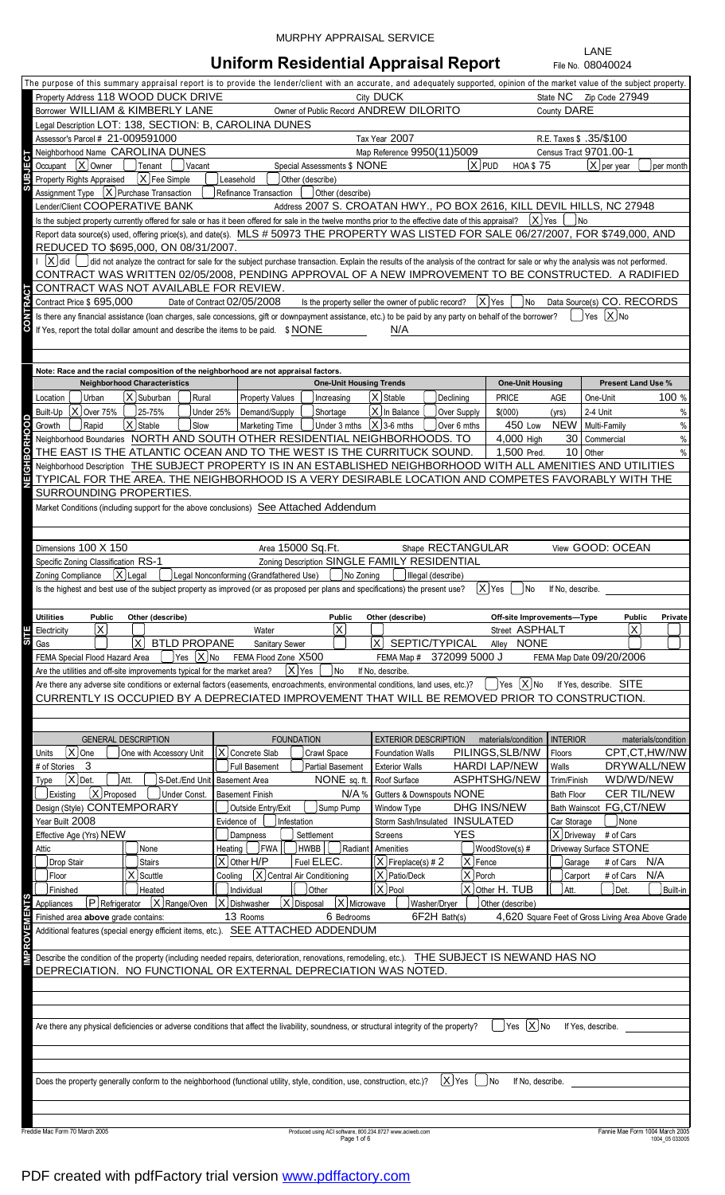MURPHY APPRAISAL SERVICE

LANE

# Uniform Residential Appraisal Report

File No. 08040024

The purpose of this summary appraisal report is to provide the lender/client with an accurate, and adequately supported, opinion of the market value of the subject property.

## SUBJECT

Property Address 118 WOOD DUCK DRIVE | City DUCK | State NC | Zip Code 27949

Borrower WILLIAM & KIMBERLY LANE | Owner of Public Record ANDREW DILORITO | County DARE

Legal Description LOT: 138, SECTION: B, CAROLINA DUNES

Assessor's Parcel # 21-009591000 | Tax Year 2007 | R.E. Taxes $ .35/$100

Neighborhood Name CAROLINA DUNES | Map Reference 9950(11)5009 | Census Tract 9701.00-1

Occupant [X] Owner [ ] Tenant [ ] Vacant | Special Assessments $ NONE | [X] PUD | HOA $ 75 | [X] per year [ ] per month

Property Rights Appraised [X] Fee Simple [ ] Leasehold [ ] Other (describe)

Assignment Type [X] Purchase Transaction [ ] Refinance Transaction [ ] Other (describe)

Lender/Client COOPERATIVE BANK | Address 2007 S. CROATAN HWY., PO BOX 2616, KILL DEVIL HILLS, NC 27948

Is the subject property currently offered for sale or has it been offered for sale in the twelve months prior to the effective date of this appraisal? [X] Yes [ ] No

Report data source(s) used, offering price(s), and date(s). MLS # 50973 THE PROPERTY WAS LISTED FOR SALE 06/27/2007, FOR $749,000, AND REDUCED TO $695,000, ON 08/31/2007.

## CONTRACT

I [X] did [ ] did not analyze the contract for sale for the subject purchase transaction. Explain the results of the analysis of the contract for sale or why the analysis was not performed. CONTRACT WAS WRITTEN 02/05/2008, PENDING APPROVAL OF A NEW IMPROVEMENT TO BE CONSTRUCTED. A RADIFIED CONTRACT WAS NOT AVAILABLE FOR REVIEW.

Contract Price $ 695,000 | Date of Contract 02/05/2008 | Is the property seller the owner of public record? [X] Yes [ ] No | Data Source(s) CO. RECORDS

Is there any financial assistance (loan charges, sale concessions, gift or downpayment assistance, etc.) to be paid by any party on behalf of the borrower? [ ] Yes [X] No

If Yes, report the total dollar amount and describe the items to be paid. $ NONE | N/A

## NEIGHBORHOOD

Note: Race and the racial composition of the neighborhood are not appraisal factors.

| Neighborhood Characteristics | One-Unit Housing Trends | One-Unit Housing | Present Land Use % |
|---|---|---|---|
| Location [ ] Urban [X] Suburban [ ] Rural | Property Values [ ] Increasing [X] Stable [ ] Declining | PRICE $(000) / AGE (yrs) | One-Unit 100 % |
| Built-Up [X] Over 75% [ ] 25-75% [ ] Under 25% | Demand/Supply [ ] Shortage [X] In Balance [ ] Over Supply | 450 Low / NEW | 2-4 Unit % |
| Growth [ ] Rapid [X] Stable [ ] Slow | Marketing Time [ ] Under 3 mths [X] 3-6 mths [ ] Over 6 mths | 4,000 High / 30 | Multi-Family % |
| | | 1,500 Pred. / 10 | Commercial % |
| | | | Other % |

Neighborhood Boundaries NORTH AND SOUTH OTHER RESIDENTIAL NEIGHBORHOODS. TO THE EAST IS THE ATLANTIC OCEAN AND TO THE WEST IS THE CURRITUCK SOUND.

Neighborhood Description THE SUBJECT PROPERTY IS IN AN ESTABLISHED NEIGHBORHOOD WITH ALL AMENITIES AND UTILITIES TYPICAL FOR THE AREA. THE NEIGHBORHOOD IS A VERY DESIRABLE LOCATION AND COMPETES FAVORABLY WITH THE SURROUNDING PROPERTIES.

Market Conditions (including support for the above conclusions) See Attached Addendum

## SITE

Dimensions 100 X 150 | Area 15000 Sq.Ft. | Shape RECTANGULAR | View GOOD: OCEAN

Specific Zoning Classification RS-1 | Zoning Description SINGLE FAMILY RESIDENTIAL

Zoning Compliance [X] Legal [ ] Legal Nonconforming (Grandfathered Use) [ ] No Zoning [ ] Illegal (describe)

Is the highest and best use of the subject property as improved (or as proposed per plans and specifications) the present use? [X] Yes [ ] No If No, describe.

| Utilities | Public | Other (describe) | | Public | Other (describe) | Off-site Improvements—Type | Public | Private |
|---|---|---|---|---|---|---|---|---|
| Electricity | [X] | | Water | [X] | | Street ASPHALT | [X] | [ ] |
| Gas | [ ] | [X] BTLD PROPANE | Sanitary Sewer | [ ] | [X] SEPTIC/TYPICAL | Alley NONE | [ ] | [ ] |

FEMA Special Flood Hazard Area [ ] Yes [X] No | FEMA Flood Zone X500 | FEMA Map # 372099 5000 J | FEMA Map Date 09/20/2006

Are the utilities and off-site improvements typical for the market area? [X] Yes [ ] No If No, describe.

Are there any adverse site conditions or external factors (easements, encroachments, environmental conditions, land uses, etc.)? [ ] Yes [X] No If Yes, describe. SITE CURRENTLY IS OCCUPIED BY A DEPRECIATED IMPROVEMENT THAT WILL BE REMOVED PRIOR TO CONSTRUCTION.

## IMPROVEMENTS

| GENERAL DESCRIPTION | FOUNDATION | EXTERIOR DESCRIPTION materials/condition | INTERIOR materials/condition |
|---|---|---|---|
| Units [X] One [ ] One with Accessory Unit | [X] Concrete Slab [ ] Crawl Space | Foundation Walls PILINGS,SLB/NW | Floors CPT,CT,HW/NW |
| # of Stories 3 | [ ] Full Basement [ ] Partial Basement | Exterior Walls HARDI LAP/NEW | Walls DRYWALL/NEW |
| Type [X] Det. [ ] Att. [ ] S-Det./End Unit | Basement Area NONE sq. ft. | Roof Surface ASPHTSHG/NEW | Trim/Finish WD/WD/NEW |
| [ ] Existing [X] Proposed [ ] Under Const. | Basement Finish N/A % | Gutters & Downspouts NONE | Bath Floor CER TIL/NEW |
| Design (Style) CONTEMPORARY | [ ] Outside Entry/Exit [ ] Sump Pump | Window Type DHG INS/NEW | Bath Wainscot FG,CT/NEW |
| Year Built 2008 | Evidence of [ ] Infestation | Storm Sash/Insulated INSULATED | Car Storage [ ] None |
| Effective Age (Yrs) NEW | [ ] Dampness [ ] Settlement | Screens YES | [X] Driveway # of Cars |
| Attic [ ] None | Heating [ ] FWA [ ] HWBB [ ] Radiant | Amenities [ ] WoodStove(s) # | Driveway Surface STONE |
| [ ] Drop Stair [ ] Stairs | [X] Other H/P Fuel ELEC. | [X] Fireplace(s) # 2 [X] Fence | [ ] Garage # of Cars N/A |
| [ ] Floor [X] Scuttle | Cooling [X] Central Air Conditioning | [X] Patio/Deck [X] Porch | [ ] Carport # of Cars N/A |
| [ ] Finished [ ] Heated | [ ] Individual [ ] Other | [X] Pool [X] Other H. TUB | [ ] Att. [ ] Det. [ ] Built-in |

Appliances [P] Refrigerator [X] Range/Oven [X] Dishwasher [X] Disposal [X] Microwave [ ] Washer/Dryer [ ] Other (describe)

Finished area above grade contains: 13 Rooms | 6 Bedrooms | 6F2H Bath(s) | 4,620 Square Feet of Gross Living Area Above Grade

Additional features (special energy efficient items, etc.). SEE ATTACHED ADDENDUM

Describe the condition of the property (including needed repairs, deterioration, renovations, remodeling, etc.). THE SUBJECT IS NEWAND HAS NO DEPRECIATION. NO FUNCTIONAL OR EXTERNAL DEPRECIATION WAS NOTED.

Are there any physical deficiencies or adverse conditions that affect the livability, soundness, or structural integrity of the property? [ ] Yes [X] No If Yes, describe.

Does the property generally conform to the neighborhood (functional utility, style, condition, use, construction, etc.)? [X] Yes [ ] No If No, describe.

Freddie Mac Form 70 March 2005 | Fannie Mae Form 1004 March 2005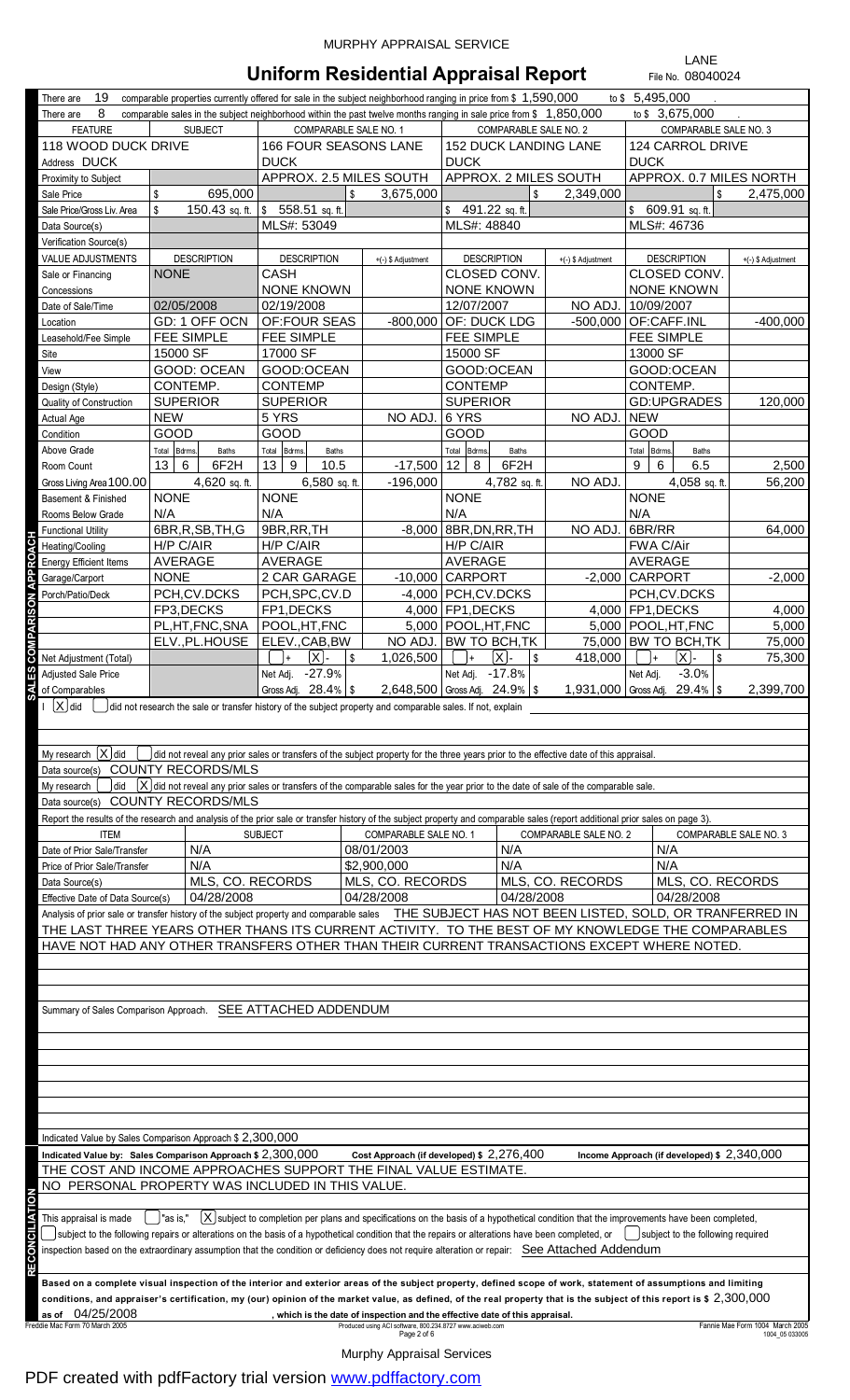MURPHY APPRAISAL SERVICE

# Uniform Residential Appraisal Report

LANE
File No. 08040024

There are 19 comparable properties currently offered for sale in the subject neighborhood ranging in price from $ 1,590,000 to $ 5,495,000.

There are 8 comparable sales in the subject neighborhood within the past twelve months ranging in sale price from $ 1,850,000 to $ 3,675,000.

| FEATURE | SUBJECT | COMPARABLE SALE NO. 1 | | COMPARABLE SALE NO. 2 | | COMPARABLE SALE NO. 3 | |
|---|---|---|---|---|---|---|---|
| Address | 118 WOOD DUCK DRIVE DUCK | 166 FOUR SEASONS LANE DUCK | | 152 DUCK LANDING LANE DUCK | | 124 CARROL DRIVE DUCK | |
| Proximity to Subject | | APPROX. 2.5 MILES SOUTH | | APPROX. 2 MILES SOUTH | | APPROX. 0.7 MILES NORTH | |
| Sale Price | $ 695,000 | | $ 3,675,000 | | $ 2,349,000 | | $ 2,475,000 |
| Sale Price/Gross Liv. Area | $ 150.43 sq. ft. | $ 558.51 sq. ft. | | $ 491.22 sq. ft. | | $ 609.91 sq. ft. | |
| Data Source(s) | | MLS#: 53049 | | MLS#: 48840 | | MLS#: 46736 | |
| Verification Source(s) | | | | | | | |
| VALUE ADJUSTMENTS | DESCRIPTION | DESCRIPTION | +(-) $ Adjustment | DESCRIPTION | +(-) $ Adjustment | DESCRIPTION | +(-) $ Adjustment |
| Sale or Financing Concessions | NONE | CASH NONE KNOWN | | CLOSED CONV. NONE KNOWN | | CLOSED CONV. NONE KNOWN | |
| Date of Sale/Time | 02/05/2008 | 02/19/2008 | | 12/07/2007 | NO ADJ. | 10/09/2007 | |
| Location | GD: 1 OFF OCN | OF:FOUR SEAS | -800,000 | OF: DUCK LDG | -500,000 | OF:CAFF.INL | -400,000 |
| Leasehold/Fee Simple | FEE SIMPLE | FEE SIMPLE | | FEE SIMPLE | | FEE SIMPLE | |
| Site | 15000 SF | 17000 SF | | 15000 SF | | 13000 SF | |
| View | GOOD: OCEAN | GOOD:OCEAN | | GOOD:OCEAN | | GOOD:OCEAN | |
| Design (Style) | CONTEMP. | CONTEMP | | CONTEMP | | CONTEMP. | |
| Quality of Construction | SUPERIOR | SUPERIOR | | SUPERIOR | | GD:UPGRADES | 120,000 |
| Actual Age | NEW | 5 YRS | NO ADJ. | 6 YRS | NO ADJ. | NEW | |
| Condition | GOOD | GOOD | | GOOD | | GOOD | |
| Above Grade Room Count (Total / Bdrms. / Baths) | 13 / 6 / 6F2H | 13 / 9 / 10.5 | -17,500 | 12 / 8 / 6F2H | | 9 / 6 / 6.5 | 2,500 |
| Gross Living Area 100.00 | 4,620 sq. ft. | 6,580 sq. ft. | -196,000 | 4,782 sq. ft. | NO ADJ. | 4,058 sq. ft. | 56,200 |
| Basement & Finished Rooms Below Grade | NONE N/A | NONE N/A | | NONE N/A | | NONE N/A | |
| Functional Utility | 6BR,R,SB,TH,G | 9BR,RR,TH | -8,000 | 8BR,DN,RR,TH | NO ADJ. | 6BR/RR | 64,000 |
| Heating/Cooling | H/P C/AIR | H/P C/AIR | | H/P C/AIR | | FWA C/Air | |
| Energy Efficient Items | AVERAGE | AVERAGE | | AVERAGE | | AVERAGE | |
| Garage/Carport | NONE | 2 CAR GARAGE | -10,000 | CARPORT | -2,000 | CARPORT | -2,000 |
| Porch/Patio/Deck | PCH,CV.DCKS | PCH,SPC,CV.D | -4,000 | PCH,CV.DCKS | | PCH,CV.DCKS | |
| | FP3,DECKS | FP1,DECKS | 4,000 | FP1,DECKS | 4,000 | FP1,DECKS | 4,000 |
| | PL,HT,FNC,SNA | POOL,HT,FNC | 5,000 | POOL,HT,FNC | 5,000 | POOL,HT,FNC | 5,000 |
| | ELV.,PL.HOUSE | ELEV.,CAB,BW | NO ADJ. | BW TO BCH,TK | 75,000 | BW TO BCH,TK | 75,000 |
| Net Adjustment (Total) | | [ ]+ [X]- | $ 1,026,500 | [ ]+ [X]- | $ 418,000 | [ ]+ [X]- | $ 75,300 |
| Adjusted Sale Price of Comparables | | Net Adj. -27.9% Gross Adj. 28.4% | $ 2,648,500 | Net Adj. -17.8% Gross Adj. 24.9% | $ 1,931,000 | Net Adj. -3.0% Gross Adj. 29.4% | $ 2,399,700 |

I [X] did [ ] did not research the sale or transfer history of the subject property and comparable sales. If not, explain

My research [X] did [ ] did not reveal any prior sales or transfers of the subject property for the three years prior to the effective date of this appraisal.

Data source(s) COUNTY RECORDS/MLS

My research [ ] did [X] did not reveal any prior sales or transfers of the comparable sales for the year prior to the date of sale of the comparable sale.

Data source(s) COUNTY RECORDS/MLS

Report the results of the research and analysis of the prior sale or transfer history of the subject property and comparable sales (report additional prior sales on page 3).

| ITEM | SUBJECT | COMPARABLE SALE NO. 1 | COMPARABLE SALE NO. 2 | COMPARABLE SALE NO. 3 |
|---|---|---|---|---|
| Date of Prior Sale/Transfer | N/A | 08/01/2003 | N/A | N/A |
| Price of Prior Sale/Transfer | N/A | $2,900,000 | N/A | N/A |
| Data Source(s) | MLS, CO. RECORDS | MLS, CO. RECORDS | MLS, CO. RECORDS | MLS, CO. RECORDS |
| Effective Date of Data Source(s) | 04/28/2008 | 04/28/2008 | 04/28/2008 | 04/28/2008 |

Analysis of prior sale or transfer history of the subject property and comparable sales THE SUBJECT HAS NOT BEEN LISTED, SOLD, OR TRANFERRED IN THE LAST THREE YEARS OTHER THANS ITS CURRENT ACTIVITY. TO THE BEST OF MY KNOWLEDGE THE COMPARABLES HAVE NOT HAD ANY OTHER TRANSFERS OTHER THAN THEIR CURRENT TRANSACTIONS EXCEPT WHERE NOTED.

Summary of Sales Comparison Approach. SEE ATTACHED ADDENDUM

Indicated Value by Sales Comparison Approach $ 2,300,000

Indicated Value by: Sales Comparison Approach $ 2,300,000 Cost Approach (if developed) $ 2,276,400 Income Approach (if developed) $ 2,340,000

THE COST AND INCOME APPROACHES SUPPORT THE FINAL VALUE ESTIMATE.
NO PERSONAL PROPERTY WAS INCLUDED IN THIS VALUE.

This appraisal is made [ ] "as is," [X] subject to completion per plans and specifications on the basis of a hypothetical condition that the improvements have been completed, [ ] subject to the following repairs or alterations on the basis of a hypothetical condition that the repairs or alterations have been completed, or [ ] subject to the following required inspection based on the extraordinary assumption that the condition or deficiency does not require alteration or repair: See Attached Addendum

**Based on a complete visual inspection of the interior and exterior areas of the subject property, defined scope of work, statement of assumptions and limiting conditions, and appraiser's certification, my (our) opinion of the market value, as defined, of the real property that is the subject of this report is $** 2,300,000 **as of** 04/25/2008 **, which is the date of inspection and the effective date of this appraisal.**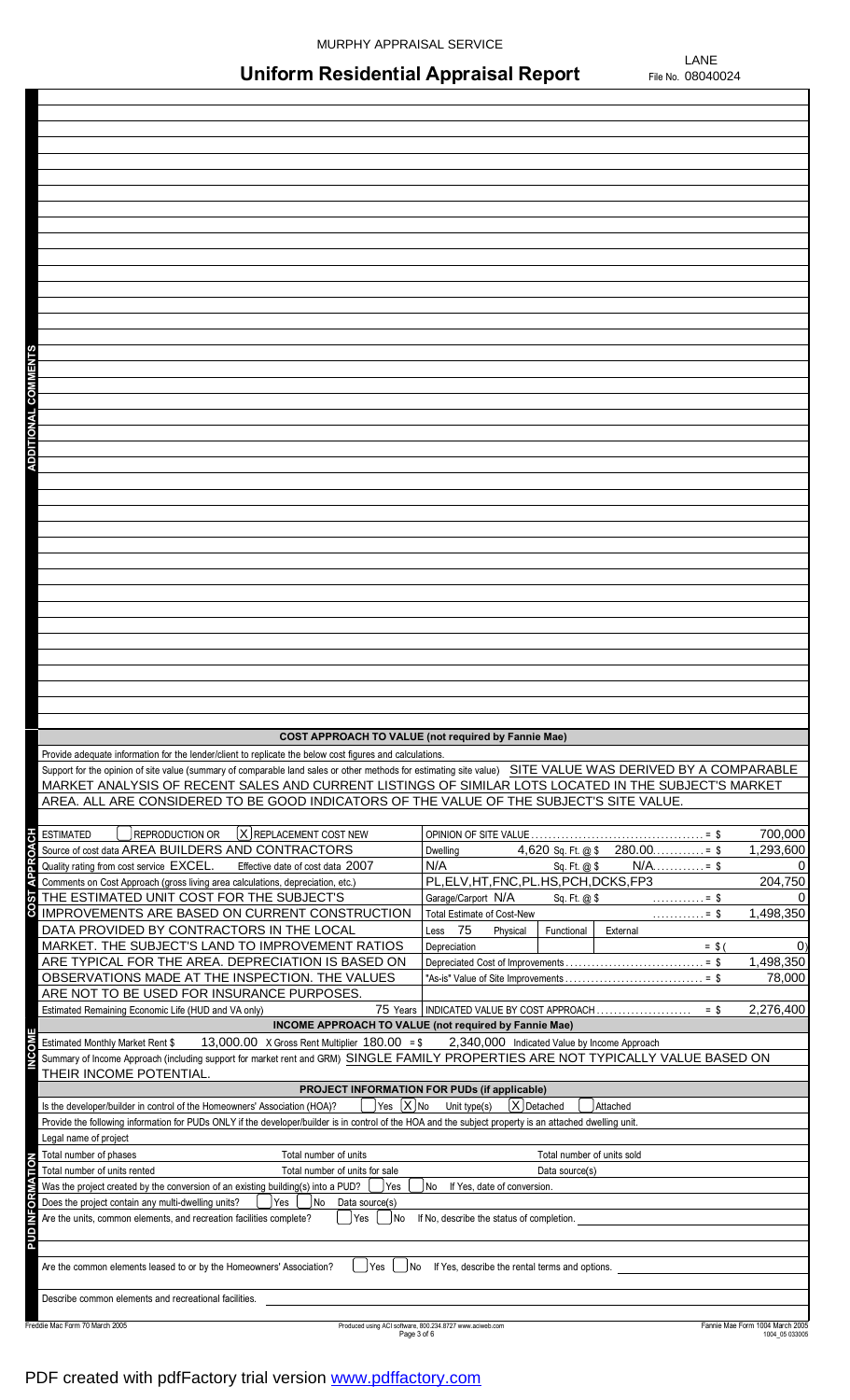MURPHY APPRAISAL SERVICE

# Uniform Residential Appraisal Report

LANE
File No. 08040024

**ADDITIONAL COMMENTS**

## COST APPROACH TO VALUE (not required by Fannie Mae)

Provide adequate information for the lender/client to replicate the below cost figures and calculations.

Support for the opinion of site value (summary of comparable land sales or other methods for estimating site value) SITE VALUE WAS DERIVED BY A COMPARABLE MARKET ANALYSIS OF RECENT SALES AND CURRENT LISTINGS OF SIMILAR LOTS LOCATED IN THE SUBJECT'S MARKET AREA. ALL ARE CONSIDERED TO BE GOOD INDICATORS OF THE VALUE OF THE SUBJECT'S SITE VALUE.

| | |
|---|---|
| ESTIMATED [ ] REPRODUCTION OR [X] REPLACEMENT COST NEW | OPINION OF SITE VALUE = $ 700,000 |
| Source of cost data AREA BUILDERS AND CONTRACTORS | Dwelling 4,620 Sq. Ft. @ $ 280.00 = $ 1,293,600 |
| Quality rating from cost service EXCEL. Effective date of cost data 2007 | N/A Sq. Ft. @ $ N/A = $ 0 |
| Comments on Cost Approach (gross living area calculations, depreciation, etc.) | PL,ELV,HT,FNC,PL.HS,PCH,DCKS,FP3 204,750 |
| THE ESTIMATED UNIT COST FOR THE SUBJECT'S | Garage/Carport N/A Sq. Ft. @ $ = $ 0 |
| IMPROVEMENTS ARE BASED ON CURRENT CONSTRUCTION | Total Estimate of Cost-New = $ 1,498,350 |
| DATA PROVIDED BY CONTRACTORS IN THE LOCAL | Less 75 Physical Functional External |
| MARKET. THE SUBJECT'S LAND TO IMPROVEMENT RATIOS | Depreciation = $( 0) |
| ARE TYPICAL FOR THE AREA. DEPRECIATION IS BASED ON | Depreciated Cost of Improvements = $ 1,498,350 |
| OBSERVATIONS MADE AT THE INSPECTION. THE VALUES | "As-is" Value of Site Improvements = $ 78,000 |
| ARE NOT TO BE USED FOR INSURANCE PURPOSES. | |
| Estimated Remaining Economic Life (HUD and VA only) 75 Years | INDICATED VALUE BY COST APPROACH = $ 2,276,400 |

## INCOME APPROACH TO VALUE (not required by Fannie Mae)

Estimated Monthly Market Rent $ 13,000.00 X Gross Rent Multiplier 180.00 = $ 2,340,000 Indicated Value by Income Approach

Summary of Income Approach (including support for market rent and GRM) SINGLE FAMILY PROPERTIES ARE NOT TYPICALLY VALUE BASED ON THEIR INCOME POTENTIAL.

## PROJECT INFORMATION FOR PUDs (if applicable)

Is the developer/builder in control of the Homeowners' Association (HOA)? [ ] Yes [X] No Unit type(s) [X] Detached [ ] Attached

Provide the following information for PUDs ONLY if the developer/builder is in control of the HOA and the subject property is an attached dwelling unit.

Legal name of project

Total number of phases Total number of units Total number of units sold

Total number of units rented Total number of units for sale Data source(s)

Was the project created by the conversion of an existing building(s) into a PUD? [ ] Yes [ ] No If Yes, date of conversion.

Does the project contain any multi-dwelling units? [ ] Yes [ ] No Data source(s)

Are the units, common elements, and recreation facilities complete? [ ] Yes [ ] No If No, describe the status of completion.

Are the common elements leased to or by the Homeowners' Association? [ ] Yes [ ] No If Yes, describe the rental terms and options.

Describe common elements and recreational facilities.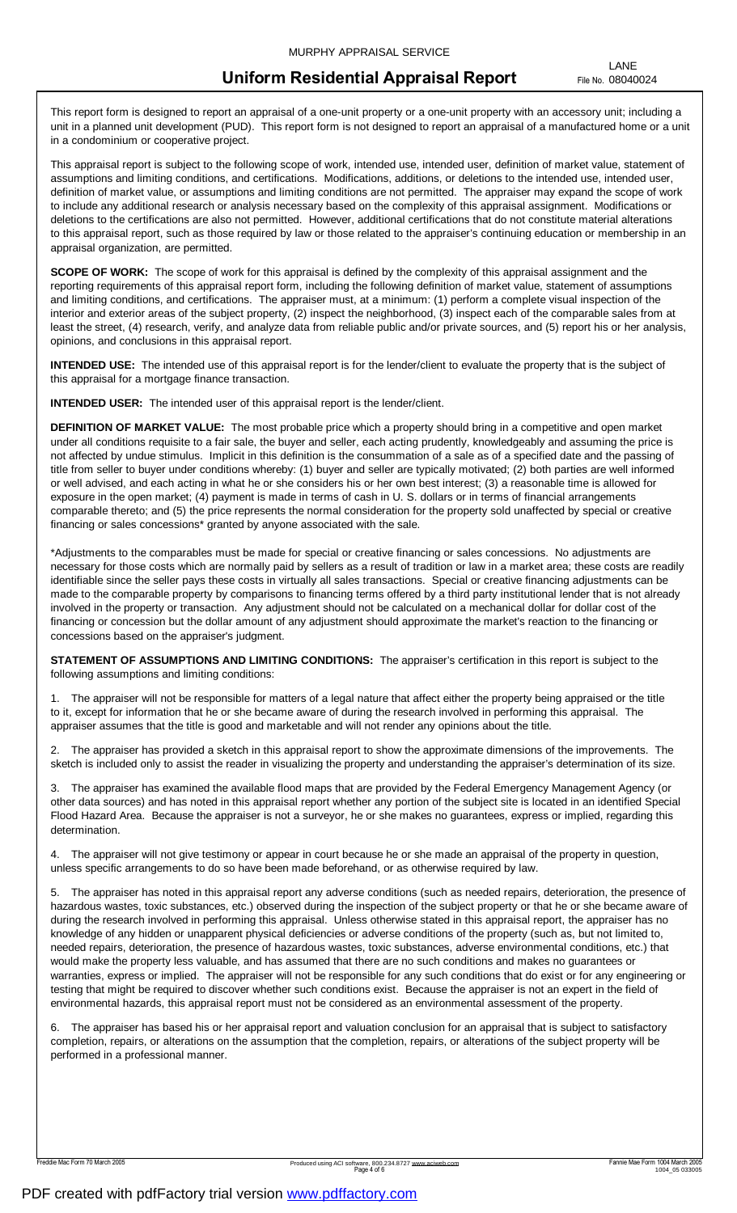# Uniform Residential Appraisal Report

This report form is designed to report an appraisal of a one-unit property or a one-unit property with an accessory unit; including a unit in a planned unit development (PUD). This report form is not designed to report an appraisal of a manufactured home or a unit in a condominium or cooperative project.

This appraisal report is subject to the following scope of work, intended use, intended user, definition of market value, statement of assumptions and limiting conditions, and certifications. Modifications, additions, or deletions to the intended use, intended user, definition of market value, or assumptions and limiting conditions are not permitted. The appraiser may expand the scope of work to include any additional research or analysis necessary based on the complexity of this appraisal assignment. Modifications or deletions to the certifications are also not permitted. However, additional certifications that do not constitute material alterations to this appraisal report, such as those required by law or those related to the appraiser's continuing education or membership in an appraisal organization, are permitted.

**SCOPE OF WORK:** The scope of work for this appraisal is defined by the complexity of this appraisal assignment and the reporting requirements of this appraisal report form, including the following definition of market value, statement of assumptions and limiting conditions, and certifications. The appraiser must, at a minimum: (1) perform a complete visual inspection of the interior and exterior areas of the subject property, (2) inspect the neighborhood, (3) inspect each of the comparable sales from at least the street, (4) research, verify, and analyze data from reliable public and/or private sources, and (5) report his or her analysis, opinions, and conclusions in this appraisal report.

**INTENDED USE:** The intended use of this appraisal report is for the lender/client to evaluate the property that is the subject of this appraisal for a mortgage finance transaction.

**INTENDED USER:** The intended user of this appraisal report is the lender/client.

**DEFINITION OF MARKET VALUE:** The most probable price which a property should bring in a competitive and open market under all conditions requisite to a fair sale, the buyer and seller, each acting prudently, knowledgeably and assuming the price is not affected by undue stimulus. Implicit in this definition is the consummation of a sale as of a specified date and the passing of title from seller to buyer under conditions whereby: (1) buyer and seller are typically motivated; (2) both parties are well informed or well advised, and each acting in what he or she considers his or her own best interest; (3) a reasonable time is allowed for exposure in the open market; (4) payment is made in terms of cash in U. S. dollars or in terms of financial arrangements comparable thereto; and (5) the price represents the normal consideration for the property sold unaffected by special or creative financing or sales concessions* granted by anyone associated with the sale.

*Adjustments to the comparables must be made for special or creative financing or sales concessions. No adjustments are necessary for those costs which are normally paid by sellers as a result of tradition or law in a market area; these costs are readily identifiable since the seller pays these costs in virtually all sales transactions. Special or creative financing adjustments can be made to the comparable property by comparisons to financing terms offered by a third party institutional lender that is not already involved in the property or transaction. Any adjustment should not be calculated on a mechanical dollar for dollar cost of the financing or concession but the dollar amount of any adjustment should approximate the market's reaction to the financing or concessions based on the appraiser's judgment.

**STATEMENT OF ASSUMPTIONS AND LIMITING CONDITIONS:** The appraiser's certification in this report is subject to the following assumptions and limiting conditions:

1. The appraiser will not be responsible for matters of a legal nature that affect either the property being appraised or the title to it, except for information that he or she became aware of during the research involved in performing this appraisal. The appraiser assumes that the title is good and marketable and will not render any opinions about the title.

2. The appraiser has provided a sketch in this appraisal report to show the approximate dimensions of the improvements. The sketch is included only to assist the reader in visualizing the property and understanding the appraiser's determination of its size.

3. The appraiser has examined the available flood maps that are provided by the Federal Emergency Management Agency (or other data sources) and has noted in this appraisal report whether any portion of the subject site is located in an identified Special Flood Hazard Area. Because the appraiser is not a surveyor, he or she makes no guarantees, express or implied, regarding this determination.

4. The appraiser will not give testimony or appear in court because he or she made an appraisal of the property in question, unless specific arrangements to do so have been made beforehand, or as otherwise required by law.

5. The appraiser has noted in this appraisal report any adverse conditions (such as needed repairs, deterioration, the presence of hazardous wastes, toxic substances, etc.) observed during the inspection of the subject property or that he or she became aware of during the research involved in performing this appraisal. Unless otherwise stated in this appraisal report, the appraiser has no knowledge of any hidden or unapparent physical deficiencies or adverse conditions of the property (such as, but not limited to, needed repairs, deterioration, the presence of hazardous wastes, toxic substances, adverse environmental conditions, etc.) that would make the property less valuable, and has assumed that there are no such conditions and makes no guarantees or warranties, express or implied. The appraiser will not be responsible for any such conditions that do exist or for any engineering or testing that might be required to discover whether such conditions exist. Because the appraiser is not an expert in the field of environmental hazards, this appraisal report must not be considered as an environmental assessment of the property.

6. The appraiser has based his or her appraisal report and valuation conclusion for an appraisal that is subject to satisfactory completion, repairs, or alterations on the assumption that the completion, repairs, or alterations of the subject property will be performed in a professional manner.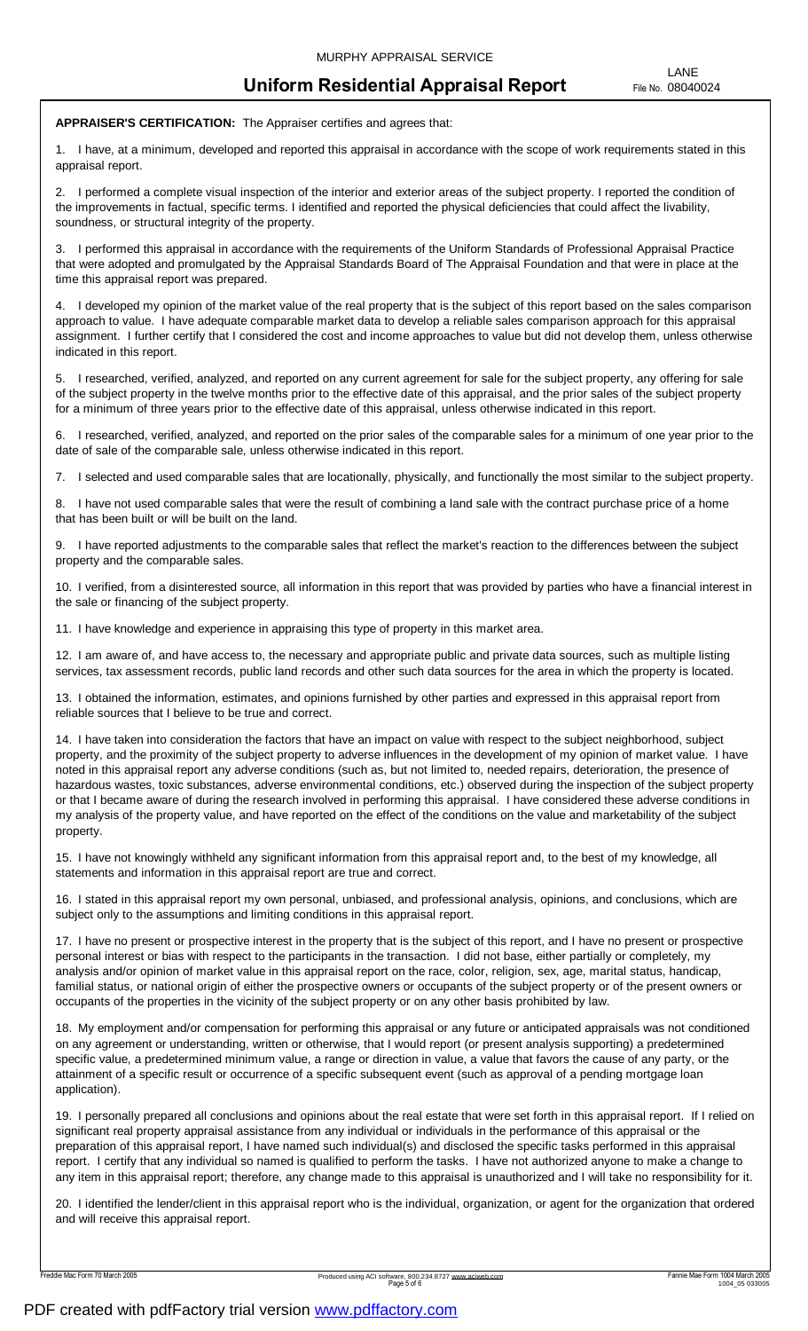# Uniform Residential Appraisal Report

File No. 08040024

**APPRAISER'S CERTIFICATION:** The Appraiser certifies and agrees that:

1. I have, at a minimum, developed and reported this appraisal in accordance with the scope of work requirements stated in this appraisal report.

2. I performed a complete visual inspection of the interior and exterior areas of the subject property. I reported the condition of the improvements in factual, specific terms. I identified and reported the physical deficiencies that could affect the livability, soundness, or structural integrity of the property.

3. I performed this appraisal in accordance with the requirements of the Uniform Standards of Professional Appraisal Practice that were adopted and promulgated by the Appraisal Standards Board of The Appraisal Foundation and that were in place at the time this appraisal report was prepared.

4. I developed my opinion of the market value of the real property that is the subject of this report based on the sales comparison approach to value. I have adequate comparable market data to develop a reliable sales comparison approach for this appraisal assignment. I further certify that I considered the cost and income approaches to value but did not develop them, unless otherwise indicated in this report.

5. I researched, verified, analyzed, and reported on any current agreement for sale for the subject property, any offering for sale of the subject property in the twelve months prior to the effective date of this appraisal, and the prior sales of the subject property for a minimum of three years prior to the effective date of this appraisal, unless otherwise indicated in this report.

6. I researched, verified, analyzed, and reported on the prior sales of the comparable sales for a minimum of one year prior to the date of sale of the comparable sale, unless otherwise indicated in this report.

7. I selected and used comparable sales that are locationally, physically, and functionally the most similar to the subject property.

8. I have not used comparable sales that were the result of combining a land sale with the contract purchase price of a home that has been built or will be built on the land.

9. I have reported adjustments to the comparable sales that reflect the market's reaction to the differences between the subject property and the comparable sales.

10. I verified, from a disinterested source, all information in this report that was provided by parties who have a financial interest in the sale or financing of the subject property.

11. I have knowledge and experience in appraising this type of property in this market area.

12. I am aware of, and have access to, the necessary and appropriate public and private data sources, such as multiple listing services, tax assessment records, public land records and other such data sources for the area in which the property is located.

13. I obtained the information, estimates, and opinions furnished by other parties and expressed in this appraisal report from reliable sources that I believe to be true and correct.

14. I have taken into consideration the factors that have an impact on value with respect to the subject neighborhood, subject property, and the proximity of the subject property to adverse influences in the development of my opinion of market value. I have noted in this appraisal report any adverse conditions (such as, but not limited to, needed repairs, deterioration, the presence of hazardous wastes, toxic substances, adverse environmental conditions, etc.) observed during the inspection of the subject property or that I became aware of during the research involved in performing this appraisal. I have considered these adverse conditions in my analysis of the property value, and have reported on the effect of the conditions on the value and marketability of the subject property.

15. I have not knowingly withheld any significant information from this appraisal report and, to the best of my knowledge, all statements and information in this appraisal report are true and correct.

16. I stated in this appraisal report my own personal, unbiased, and professional analysis, opinions, and conclusions, which are subject only to the assumptions and limiting conditions in this appraisal report.

17. I have no present or prospective interest in the property that is the subject of this report, and I have no present or prospective personal interest or bias with respect to the participants in the transaction. I did not base, either partially or completely, my analysis and/or opinion of market value in this appraisal report on the race, color, religion, sex, age, marital status, handicap, familial status, or national origin of either the prospective owners or occupants of the subject property or of the present owners or occupants of the properties in the vicinity of the subject property or on any other basis prohibited by law.

18. My employment and/or compensation for performing this appraisal or any future or anticipated appraisals was not conditioned on any agreement or understanding, written or otherwise, that I would report (or present analysis supporting) a predetermined specific value, a predetermined minimum value, a range or direction in value, a value that favors the cause of any party, or the attainment of a specific result or occurrence of a specific subsequent event (such as approval of a pending mortgage loan application).

19. I personally prepared all conclusions and opinions about the real estate that were set forth in this appraisal report. If I relied on significant real property appraisal assistance from any individual or individuals in the performance of this appraisal or the preparation of this appraisal report, I have named such individual(s) and disclosed the specific tasks performed in this appraisal report. I certify that any individual so named is qualified to perform the tasks. I have not authorized anyone to make a change to any item in this appraisal report; therefore, any change made to this appraisal is unauthorized and I will take no responsibility for it.

20. I identified the lender/client in this appraisal report who is the individual, organization, or agent for the organization that ordered and will receive this appraisal report.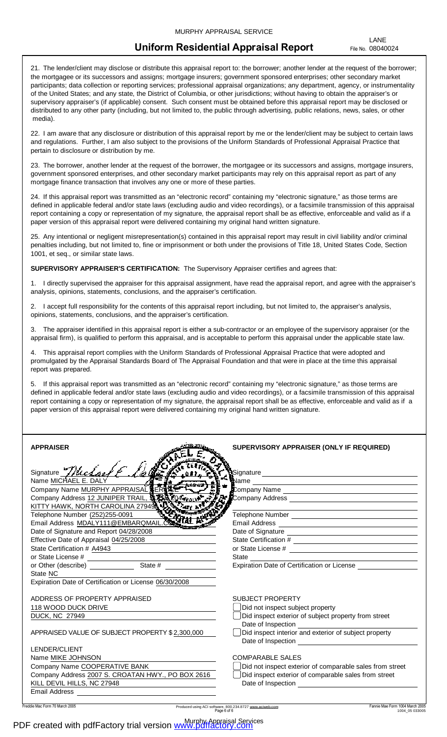MURPHY APPRAISAL SERVICE

# Uniform Residential Appraisal Report

LANE
File No. 08040024

21. The lender/client may disclose or distribute this appraisal report to: the borrower; another lender at the request of the borrower; the mortgagee or its successors and assigns; mortgage insurers; government sponsored enterprises; other secondary market participants; data collection or reporting services; professional appraisal organizations; any department, agency, or instrumentality of the United States; and any state, the District of Columbia, or other jurisdictions; without having to obtain the appraiser's or supervisory appraiser's (if applicable) consent. Such consent must be obtained before this appraisal report may be disclosed or distributed to any other party (including, but not limited to, the public through advertising, public relations, news, sales, or other media).

22. I am aware that any disclosure or distribution of this appraisal report by me or the lender/client may be subject to certain laws and regulations. Further, I am also subject to the provisions of the Uniform Standards of Professional Appraisal Practice that pertain to disclosure or distribution by me.

23. The borrower, another lender at the request of the borrower, the mortgagee or its successors and assigns, mortgage insurers, government sponsored enterprises, and other secondary market participants may rely on this appraisal report as part of any mortgage finance transaction that involves any one or more of these parties.

24. If this appraisal report was transmitted as an "electronic record" containing my "electronic signature," as those terms are defined in applicable federal and/or state laws (excluding audio and video recordings), or a facsimile transmission of this appraisal report containing a copy or representation of my signature, the appraisal report shall be as effective, enforceable and valid as if a paper version of this appraisal report were delivered containing my original hand written signature.

25. Any intentional or negligent misrepresentation(s) contained in this appraisal report may result in civil liability and/or criminal penalties including, but not limited to, fine or imprisonment or both under the provisions of Title 18, United States Code, Section 1001, et seq., or similar state laws.

**SUPERVISORY APPRAISER'S CERTIFICATION:** The Supervisory Appraiser certifies and agrees that:

1. I directly supervised the appraiser for this appraisal assignment, have read the appraisal report, and agree with the appraiser's analysis, opinions, statements, conclusions, and the appraiser's certification.

2. I accept full responsibility for the contents of this appraisal report including, but not limited to, the appraiser's analysis, opinions, statements, conclusions, and the appraiser's certification.

3. The appraiser identified in this appraisal report is either a sub-contractor or an employee of the supervisory appraiser (or the appraisal firm), is qualified to perform this appraisal, and is acceptable to perform this appraisal under the applicable state law.

4. This appraisal report complies with the Uniform Standards of Professional Appraisal Practice that were adopted and promulgated by the Appraisal Standards Board of The Appraisal Foundation and that were in place at the time this appraisal report was prepared.

5. If this appraisal report was transmitted as an "electronic record" containing my "electronic signature," as those terms are defined in applicable federal and/or state laws (excluding audio and video recordings), or a facsimile transmission of this appraisal report containing a copy or representation of my signature, the appraisal report shall be as effective, enforceable and valid as if a paper version of this appraisal report were delivered containing my original hand written signature.

**APPRAISER**

Signature Michael E. Daly
Name MICHAEL E. DALY
Company Name MURPHY APPRAISAL SERVICE
Company Address 12 JUNIPER TRAIL
KITTY HAWK, NORTH CAROLINA 27949
Telephone Number (252)255-0091
Email Address MDALY111@EMBARQMAIL.COM
Date of Signature and Report 04/28/2008
Effective Date of Appraisal 04/25/2008
State Certification # A4943
or State License #
or Other (describe) State #
State NC
Expiration Date of Certification or License 06/30/2008

ADDRESS OF PROPERTY APPRAISED
118 WOOD DUCK DRIVE
DUCK, NC 27949

APPRAISED VALUE OF SUBJECT PROPERTY $ 2,300,000

LENDER/CLIENT
Name MIKE JOHNSON
Company Name COOPERATIVE BANK
Company Address 2007 S. CROATAN HWY., PO BOX 2616
KILL DEVIL HILLS, NC 27948
Email Address

**SUPERVISORY APPRAISER (ONLY IF REQUIRED)**

Signature
Name
Company Name
Company Address
Telephone Number
Email Address
Date of Signature
State Certification #
or State License #
State
Expiration Date of Certification or License

SUBJECT PROPERTY
- [ ] Did not inspect subject property
- [ ] Did inspect exterior of subject property from street
  Date of Inspection
- [ ] Did inspect interior and exterior of subject property
  Date of Inspection

COMPARABLE SALES
- [ ] Did not inspect exterior of comparable sales from street
- [ ] Did inspect exterior of comparable sales from street
  Date of Inspection

Freddie Mac Form 70 March 2005 — Fannie Mae Form 1004 March 2005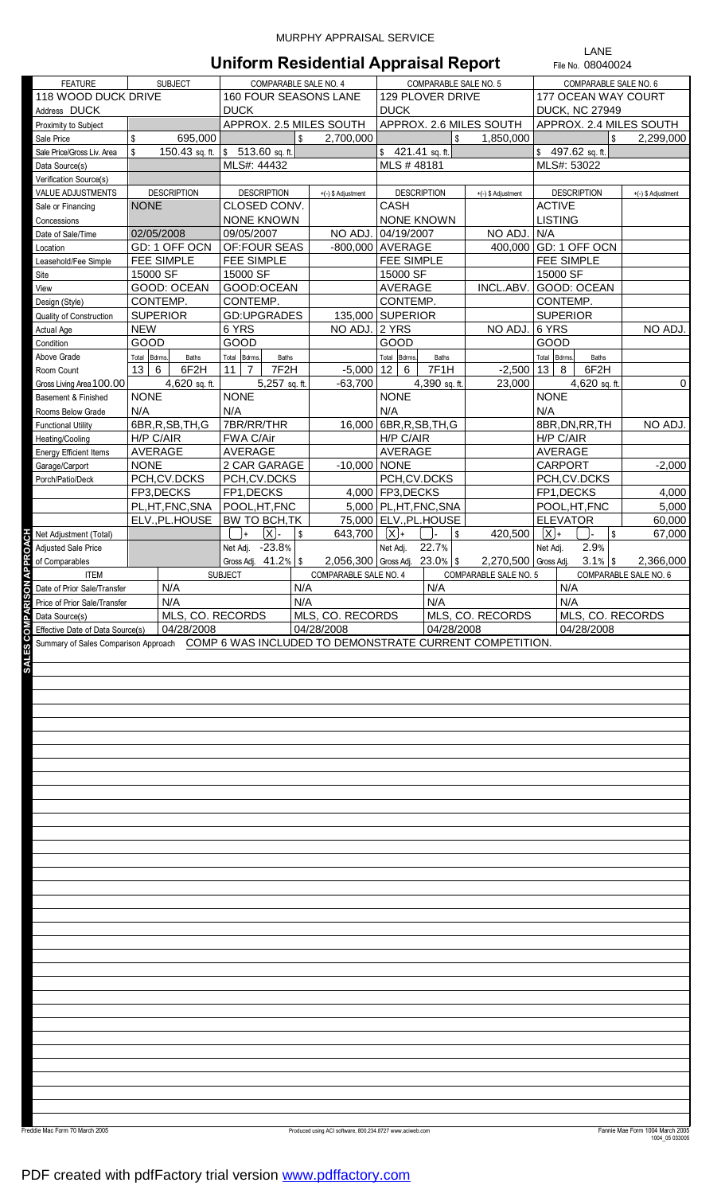MURPHY APPRAISAL SERVICE

# Uniform Residential Appraisal Report

LANE
File No. 08040024

| FEATURE | SUBJECT | COMPARABLE SALE NO. 4 | | COMPARABLE SALE NO. 5 | | COMPARABLE SALE NO. 6 | |
|---|---|---|---|---|---|---|---|
| Address | 118 WOOD DUCK DRIVE DUCK | 160 FOUR SEASONS LANE DUCK | | 129 PLOVER DRIVE DUCK | | 177 OCEAN WAY COURT DUCK, NC 27949 | |
| Proximity to Subject | | APPROX. 2.5 MILES SOUTH | | APPROX. 2.6 MILES SOUTH | | APPROX. 2.4 MILES SOUTH | |
| Sale Price | $ 695,000 | | $ 2,700,000 | | $ 1,850,000 | | $ 2,299,000 |
| Sale Price/Gross Liv. Area | $ 150.43 sq. ft. | $ 513.60 sq. ft. | | $ 421.41 sq. ft. | | $ 497.62 sq. ft. | |
| Data Source(s) | | MLS#: 44432 | | MLS # 48181 | | MLS#: 53022 | |
| Verification Source(s) | | | | | | | |
| VALUE ADJUSTMENTS | DESCRIPTION | DESCRIPTION | +(-) $ Adjustment | DESCRIPTION | +(-) $ Adjustment | DESCRIPTION | +(-) $ Adjustment |
| Sale or Financing Concessions | NONE | CLOSED CONV. NONE KNOWN | | CASH NONE KNOWN | | ACTIVE LISTING | |
| Date of Sale/Time | 02/05/2008 | 09/05/2007 | NO ADJ. | 04/19/2007 | NO ADJ. | N/A | |
| Location | GD: 1 OFF OCN | OF:FOUR SEAS | -800,000 | AVERAGE | 400,000 | GD: 1 OFF OCN | |
| Leasehold/Fee Simple | FEE SIMPLE | FEE SIMPLE | | FEE SIMPLE | | FEE SIMPLE | |
| Site | 15000 SF | 15000 SF | | 15000 SF | | 15000 SF | |
| View | GOOD: OCEAN | GOOD:OCEAN | | AVERAGE | INCL.ABV. | GOOD: OCEAN | |
| Design (Style) | CONTEMP. | CONTEMP. | | CONTEMP. | | CONTEMP. | |
| Quality of Construction | SUPERIOR | GD:UPGRADES | 135,000 | SUPERIOR | | SUPERIOR | |
| Actual Age | NEW | 6 YRS | NO ADJ. | 2 YRS | NO ADJ. | 6 YRS | NO ADJ. |
| Condition | GOOD | GOOD | | GOOD | | GOOD | |
| Above Grade Room Count (Total / Bdrms. / Baths) | 13 / 6 / 6F2H | 11 / 7 / 7F2H | -5,000 | 12 / 6 / 7F1H | -2,500 | 13 / 8 / 6F2H | |
| Gross Living Area 100.00 | 4,620 sq. ft. | 5,257 sq. ft. | -63,700 | 4,390 sq. ft. | 23,000 | 4,620 sq. ft. | 0 |
| Basement & Finished Rooms Below Grade | NONE N/A | NONE N/A | | NONE N/A | | NONE N/A | |
| Functional Utility | 6BR,R,SB,TH,G | 7BR/RR/THR | 16,000 | 6BR,R,SB,TH,G | | 8BR,DN,RR,TH | NO ADJ. |
| Heating/Cooling | H/P C/AIR | FWA C/Air | | H/P C/AIR | | H/P C/AIR | |
| Energy Efficient Items | AVERAGE | AVERAGE | | AVERAGE | | AVERAGE | |
| Garage/Carport | NONE | 2 CAR GARAGE | -10,000 | NONE | | CARPORT | -2,000 |
| Porch/Patio/Deck | PCH,CV.DCKS | PCH,CV.DCKS | | PCH,CV.DCKS | | PCH,CV.DCKS | |
| | FP3,DECKS | FP1,DECKS | 4,000 | FP3,DECKS | | FP1,DECKS | 4,000 |
| | PL,HT,FNC,SNA | POOL,HT,FNC | 5,000 | PL,HT,FNC,SNA | | POOL,HT,FNC | 5,000 |
| | ELV.,PL.HOUSE | BW TO BCH,TK | 75,000 | ELV.,PL.HOUSE | | ELEVATOR | 60,000 |
| Net Adjustment (Total) | | [ ]+ [X]- | $ 643,700 | [X]+ [ ]- | $ 420,500 | [X]+ [ ]- | $ 67,000 |
| Adjusted Sale Price of Comparables | | Net Adj. -23.8% Gross Adj. 41.2% | $ 2,056,300 | Net Adj. 22.7% Gross Adj. 23.0% | $ 2,270,500 | Net Adj. 2.9% Gross Adj. 3.1% | $ 2,366,000 |

| ITEM | SUBJECT | COMPARABLE SALE NO. 4 | COMPARABLE SALE NO. 5 | COMPARABLE SALE NO. 6 |
|---|---|---|---|---|
| Date of Prior Sale/Transfer | N/A | N/A | N/A | N/A |
| Price of Prior Sale/Transfer | N/A | N/A | N/A | N/A |
| Data Source(s) | MLS, CO. RECORDS | MLS, CO. RECORDS | MLS, CO. RECORDS | MLS, CO. RECORDS |
| Effective Date of Data Source(s) | 04/28/2008 | 04/28/2008 | 04/28/2008 | 04/28/2008 |

Summary of Sales Comparison Approach COMP 6 WAS INCLUDED TO DEMONSTRATE CURRENT COMPETITION.

Freddie Mac Form 70 March 2005 — Produced using ACI software, 800.234.8727 www.aciweb.com — Fannie Mae Form 1004 March 2005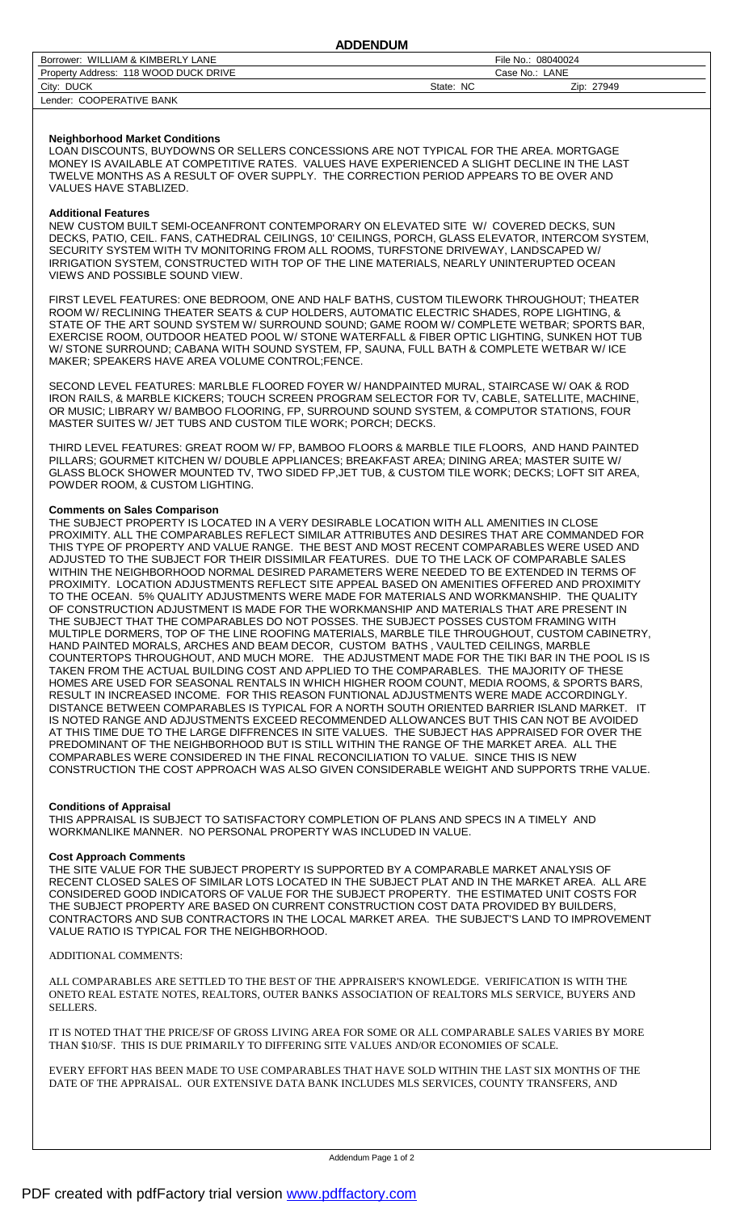# ADDENDUM

| | |
|---|---|
| Borrower: WILLIAM & KIMBERLY LANE | File No.: 08040024 |
| Property Address: 118 WOOD DUCK DRIVE | Case No.: LANE |
| City: DUCK | State: NC  Zip: 27949 |
| Lender: COOPERATIVE BANK | |

**Neighborhood Market Conditions**

LOAN DISCOUNTS, BUYDOWNS OR SELLERS CONCESSIONS ARE NOT TYPICAL FOR THE AREA. MORTGAGE MONEY IS AVAILABLE AT COMPETITIVE RATES. VALUES HAVE EXPERIENCED A SLIGHT DECLINE IN THE LAST TWELVE MONTHS AS A RESULT OF OVER SUPPLY. THE CORRECTION PERIOD APPEARS TO BE OVER AND VALUES HAVE STABLIZED.

**Additional Features**

NEW CUSTOM BUILT SEMI-OCEANFRONT CONTEMPORARY ON ELEVATED SITE W/ COVERED DECKS, SUN DECKS, PATIO, CEIL. FANS, CATHEDRAL CEILINGS, 10' CEILINGS, PORCH, GLASS ELEVATOR, INTERCOM SYSTEM, SECURITY SYSTEM WITH TV MONITORING FROM ALL ROOMS, TURFSTONE DRIVEWAY, LANDSCAPED W/ IRRIGATION SYSTEM, CONSTRUCTED WITH TOP OF THE LINE MATERIALS, NEARLY UNINTERUPTED OCEAN VIEWS AND POSSIBLE SOUND VIEW.

FIRST LEVEL FEATURES: ONE BEDROOM, ONE AND HALF BATHS, CUSTOM TILEWORK THROUGHOUT; THEATER ROOM W/ RECLINING THEATER SEATS & CUP HOLDERS, AUTOMATIC ELECTRIC SHADES, ROPE LIGHTING, & STATE OF THE ART SOUND SYSTEM W/ SURROUND SOUND; GAME ROOM W/ COMPLETE WETBAR; SPORTS BAR, EXERCISE ROOM, OUTDOOR HEATED POOL W/ STONE WATERFALL & FIBER OPTIC LIGHTING, SUNKEN HOT TUB W/ STONE SURROUND; CABANA WITH SOUND SYSTEM, FP, SAUNA, FULL BATH & COMPLETE WETBAR W/ ICE MAKER; SPEAKERS HAVE AREA VOLUME CONTROL;FENCE.

SECOND LEVEL FEATURES: MARLBLE FLOORED FOYER W/ HANDPAINTED MURAL, STAIRCASE W/ OAK & ROD IRON RAILS, & MARBLE KICKERS; TOUCH SCREEN PROGRAM SELECTOR FOR TV, CABLE, SATELLITE, MACHINE, OR MUSIC; LIBRARY W/ BAMBOO FLOORING, FP, SURROUND SOUND SYSTEM, & COMPUTOR STATIONS, FOUR MASTER SUITES W/ JET TUBS AND CUSTOM TILE WORK; PORCH; DECKS.

THIRD LEVEL FEATURES: GREAT ROOM W/ FP, BAMBOO FLOORS & MARBLE TILE FLOORS, AND HAND PAINTED PILLARS; GOURMET KITCHEN W/ DOUBLE APPLIANCES; BREAKFAST AREA; DINING AREA; MASTER SUITE W/ GLASS BLOCK SHOWER MOUNTED TV, TWO SIDED FP,JET TUB, & CUSTOM TILE WORK; DECKS; LOFT SIT AREA, POWDER ROOM, & CUSTOM LIGHTING.

**Comments on Sales Comparison**

THE SUBJECT PROPERTY IS LOCATED IN A VERY DESIRABLE LOCATION WITH ALL AMENITIES IN CLOSE PROXIMITY. ALL THE COMPARABLES REFLECT SIMILAR ATTRIBUTES AND DESIRES THAT ARE COMMANDED FOR THIS TYPE OF PROPERTY AND VALUE RANGE. THE BEST AND MOST RECENT COMPARABLES WERE USED AND ADJUSTED TO THE SUBJECT FOR THEIR DISSIMILAR FEATURES. DUE TO THE LACK OF COMPARABLE SALES WITHIN THE NEIGHBORHOOD NORMAL DESIRED PARAMETERS WERE NEEDED TO BE EXTENDED IN TERMS OF PROXIMITY. LOCATION ADJUSTMENTS REFLECT SITE APPEAL BASED ON AMENITIES OFFERED AND PROXIMITY TO THE OCEAN. 5% QUALITY ADJUSTMENTS WERE MADE FOR MATERIALS AND WORKMANSHIP. THE QUALITY OF CONSTRUCTION ADJUSTMENT IS MADE FOR THE WORKMANSHIP AND MATERIALS THAT ARE PRESENT IN THE SUBJECT THAT THE COMPARABLES DO NOT POSSES. THE SUBJECT POSSES CUSTOM FRAMING WITH MULTIPLE DORMERS, TOP OF THE LINE ROOFING MATERIALS, MARBLE TILE THROUGHOUT, CUSTOM CABINETRY, HAND PAINTED MORALS, ARCHES AND BEAM DECOR, CUSTOM BATHS , VAULTED CEILINGS, MARBLE COUNTERTOPS THROUGHOUT, AND MUCH MORE. THE ADJUSTMENT MADE FOR THE TIKI BAR IN THE POOL IS IS TAKEN FROM THE ACTUAL BUILDING COST AND APPLIED TO THE COMPARABLES. THE MAJORITY OF THESE HOMES ARE USED FOR SEASONAL RENTALS IN WHICH HIGHER ROOM COUNT, MEDIA ROOMS, & SPORTS BARS, RESULT IN INCREASED INCOME. FOR THIS REASON FUNTIONAL ADJUSTMENTS WERE MADE ACCORDINGLY. DISTANCE BETWEEN COMPARABLES IS TYPICAL FOR A NORTH SOUTH ORIENTED BARRIER ISLAND MARKET. IT IS NOTED RANGE AND ADJUSTMENTS EXCEED RECOMMENDED ALLOWANCES BUT THIS CAN NOT BE AVOIDED AT THIS TIME DUE TO THE LARGE DIFFRENCES IN SITE VALUES. THE SUBJECT HAS APPRAISED FOR OVER THE PREDOMINANT OF THE NEIGHBORHOOD BUT IS STILL WITHIN THE RANGE OF THE MARKET AREA. ALL THE COMPARABLES WERE CONSIDERED IN THE FINAL RECONCILIATION TO VALUE. SINCE THIS IS NEW CONSTRUCTION THE COST APPROACH WAS ALSO GIVEN CONSIDERABLE WEIGHT AND SUPPORTS TRHE VALUE.

**Conditions of Appraisal**

THIS APPRAISAL IS SUBJECT TO SATISFACTORY COMPLETION OF PLANS AND SPECS IN A TIMELY AND WORKMANLIKE MANNER. NO PERSONAL PROPERTY WAS INCLUDED IN VALUE.

**Cost Approach Comments**

THE SITE VALUE FOR THE SUBJECT PROPERTY IS SUPPORTED BY A COMPARABLE MARKET ANALYSIS OF RECENT CLOSED SALES OF SIMILAR LOTS LOCATED IN THE SUBJECT PLAT AND IN THE MARKET AREA. ALL ARE CONSIDERED GOOD INDICATORS OF VALUE FOR THE SUBJECT PROPERTY. THE ESTIMATED UNIT COSTS FOR THE SUBJECT PROPERTY ARE BASED ON CURRENT CONSTRUCTION COST DATA PROVIDED BY BUILDERS, CONTRACTORS AND SUB CONTRACTORS IN THE LOCAL MARKET AREA. THE SUBJECT'S LAND TO IMPROVEMENT VALUE RATIO IS TYPICAL FOR THE NEIGHBORHOOD.

ADDITIONAL COMMENTS:

ALL COMPARABLES ARE SETTLED TO THE BEST OF THE APPRAISER'S KNOWLEDGE. VERIFICATION IS WITH THE ONETO REAL ESTATE NOTES, REALTORS, OUTER BANKS ASSOCIATION OF REALTORS MLS SERVICE, BUYERS AND SELLERS.

IT IS NOTED THAT THE PRICE/SF OF GROSS LIVING AREA FOR SOME OR ALL COMPARABLE SALES VARIES BY MORE THAN $10/SF. THIS IS DUE PRIMARILY TO DIFFERING SITE VALUES AND/OR ECONOMIES OF SCALE.

EVERY EFFORT HAS BEEN MADE TO USE COMPARABLES THAT HAVE SOLD WITHIN THE LAST SIX MONTHS OF THE DATE OF THE APPRAISAL. OUR EXTENSIVE DATA BANK INCLUDES MLS SERVICES, COUNTY TRANSFERS, AND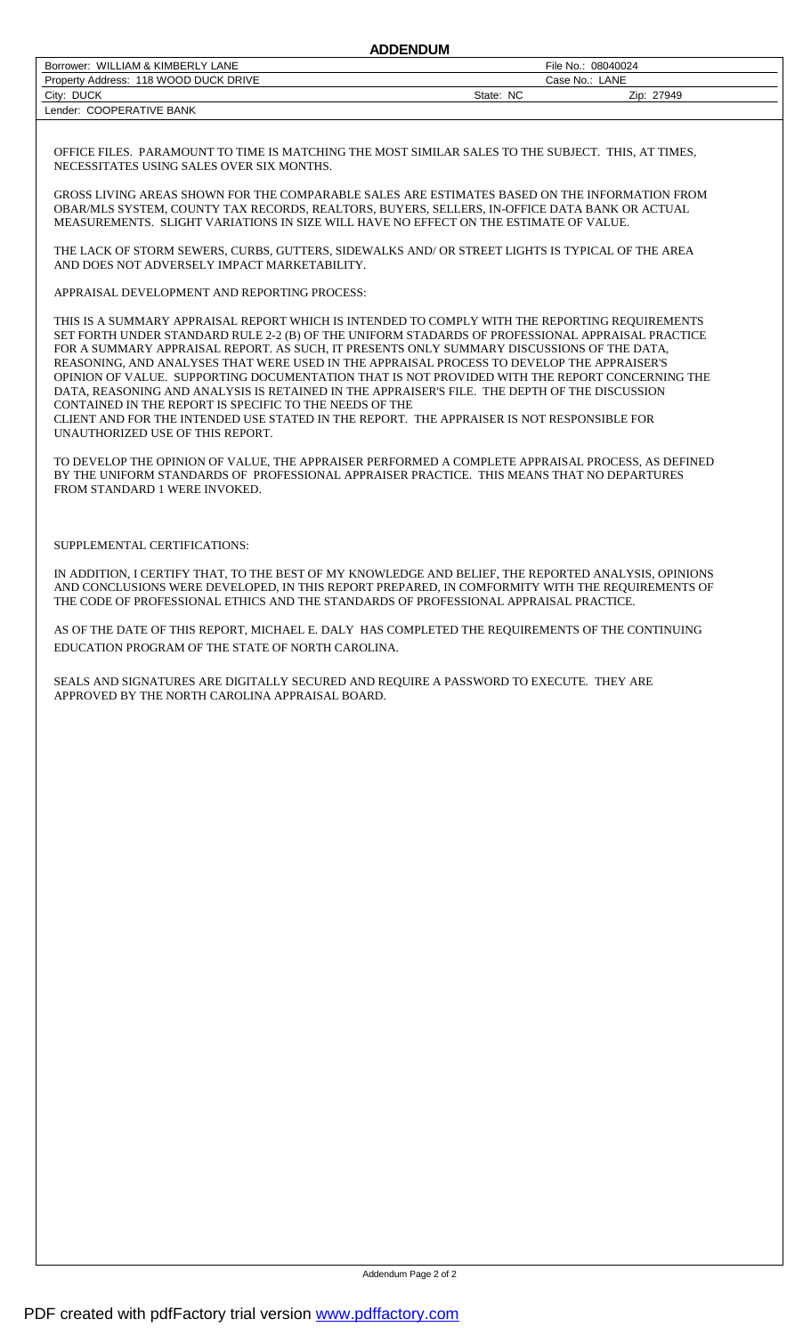# ADDENDUM

| Borrower: WILLIAM & KIMBERLY LANE | | File No.: 08040024 |
| --- | --- | --- |
| Property Address: 118 WOOD DUCK DRIVE | | Case No.: LANE |
| City: DUCK | State: NC | Zip: 27949 |
| Lender: COOPERATIVE BANK | | |

OFFICE FILES. PARAMOUNT TO TIME IS MATCHING THE MOST SIMILAR SALES TO THE SUBJECT. THIS, AT TIMES, NECESSITATES USING SALES OVER SIX MONTHS.

GROSS LIVING AREAS SHOWN FOR THE COMPARABLE SALES ARE ESTIMATES BASED ON THE INFORMATION FROM OBAR/MLS SYSTEM, COUNTY TAX RECORDS, REALTORS, BUYERS, SELLERS, IN-OFFICE DATA BANK OR ACTUAL MEASUREMENTS. SLIGHT VARIATIONS IN SIZE WILL HAVE NO EFFECT ON THE ESTIMATE OF VALUE.

THE LACK OF STORM SEWERS, CURBS, GUTTERS, SIDEWALKS AND/ OR STREET LIGHTS IS TYPICAL OF THE AREA AND DOES NOT ADVERSELY IMPACT MARKETABILITY.

APPRAISAL DEVELOPMENT AND REPORTING PROCESS:

THIS IS A SUMMARY APPRAISAL REPORT WHICH IS INTENDED TO COMPLY WITH THE REPORTING REQUIREMENTS SET FORTH UNDER STANDARD RULE 2-2 (B) OF THE UNIFORM STADARDS OF PROFESSIONAL APPRAISAL PRACTICE FOR A SUMMARY APPRAISAL REPORT. AS SUCH, IT PRESENTS ONLY SUMMARY DISCUSSIONS OF THE DATA, REASONING, AND ANALYSES THAT WERE USED IN THE APPRAISAL PROCESS TO DEVELOP THE APPRAISER'S OPINION OF VALUE. SUPPORTING DOCUMENTATION THAT IS NOT PROVIDED WITH THE REPORT CONCERNING THE DATA, REASONING AND ANALYSIS IS RETAINED IN THE APPRAISER'S FILE. THE DEPTH OF THE DISCUSSION CONTAINED IN THE REPORT IS SPECIFIC TO THE NEEDS OF THE
CLIENT AND FOR THE INTENDED USE STATED IN THE REPORT. THE APPRAISER IS NOT RESPONSIBLE FOR UNAUTHORIZED USE OF THIS REPORT.

TO DEVELOP THE OPINION OF VALUE, THE APPRAISER PERFORMED A COMPLETE APPRAISAL PROCESS, AS DEFINED BY THE UNIFORM STANDARDS OF PROFESSIONAL APPRAISER PRACTICE. THIS MEANS THAT NO DEPARTURES FROM STANDARD 1 WERE INVOKED.

SUPPLEMENTAL CERTIFICATIONS:

IN ADDITION, I CERTIFY THAT, TO THE BEST OF MY KNOWLEDGE AND BELIEF, THE REPORTED ANALYSIS, OPINIONS AND CONCLUSIONS WERE DEVELOPED, IN THIS REPORT PREPARED, IN COMFORMITY WITH THE REQUIREMENTS OF THE CODE OF PROFESSIONAL ETHICS AND THE STANDARDS OF PROFESSIONAL APPRAISAL PRACTICE.

AS OF THE DATE OF THIS REPORT, MICHAEL E. DALY HAS COMPLETED THE REQUIREMENTS OF THE CONTINUING EDUCATION PROGRAM OF THE STATE OF NORTH CAROLINA.

SEALS AND SIGNATURES ARE DIGITALLY SECURED AND REQUIRE A PASSWORD TO EXECUTE. THEY ARE APPROVED BY THE NORTH CAROLINA APPRAISAL BOARD.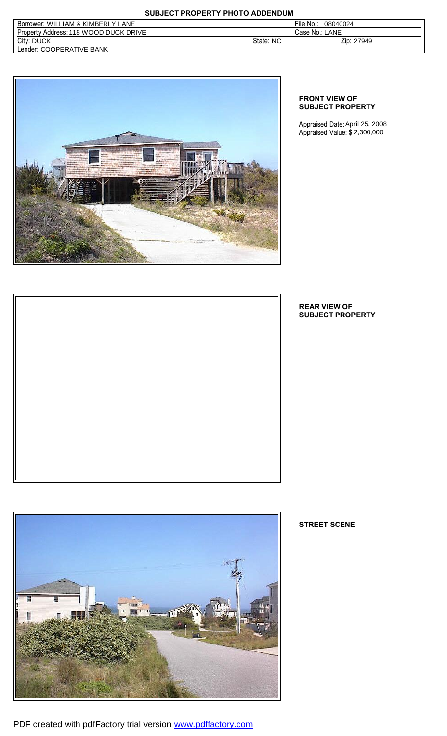## SUBJECT PROPERTY PHOTO ADDENDUM

| Borrower: WILLIAM & KIMBERLY LANE | | File No.: 08040024 |
|---|---|---|
| Property Address: 118 WOOD DUCK DRIVE | | Case No.: LANE |
| City: DUCK | State: NC | Zip: 27949 |
| Lender: COOPERATIVE BANK | | |

**FRONT VIEW OF SUBJECT PROPERTY**

Appraised Date: April 25, 2008
Appraised Value: $ 2,300,000

**REAR VIEW OF SUBJECT PROPERTY**

**STREET SCENE**

PDF created with pdfFactory trial version www.pdffactory.com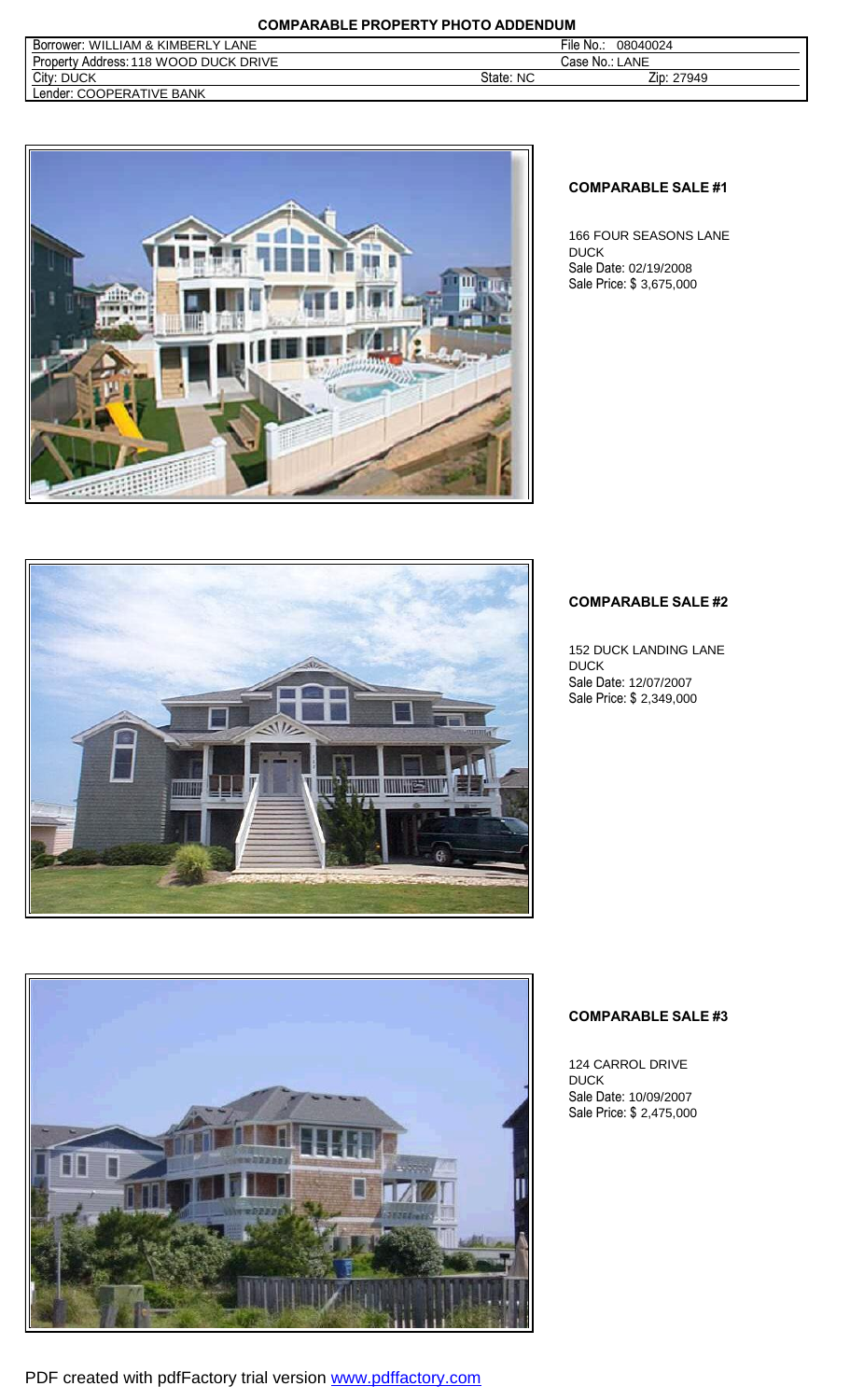# COMPARABLE PROPERTY PHOTO ADDENDUM

| Borrower: WILLIAM & KIMBERLY LANE | | File No.: 08040024 |
|---|---|---|
| Property Address: 118 WOOD DUCK DRIVE | | Case No.: LANE |
| City: DUCK | State: NC | Zip: 27949 |
| Lender: COOPERATIVE BANK | | |

**COMPARABLE SALE #1**

166 FOUR SEASONS LANE
DUCK
Sale Date: 02/19/2008
Sale Price: $ 3,675,000

**COMPARABLE SALE #2**

152 DUCK LANDING LANE
DUCK
Sale Date: 12/07/2007
Sale Price: $ 2,349,000

**COMPARABLE SALE #3**

124 CARROL DRIVE
DUCK
Sale Date: 10/09/2007
Sale Price: $ 2,475,000

PDF created with pdfFactory trial version www.pdffactory.com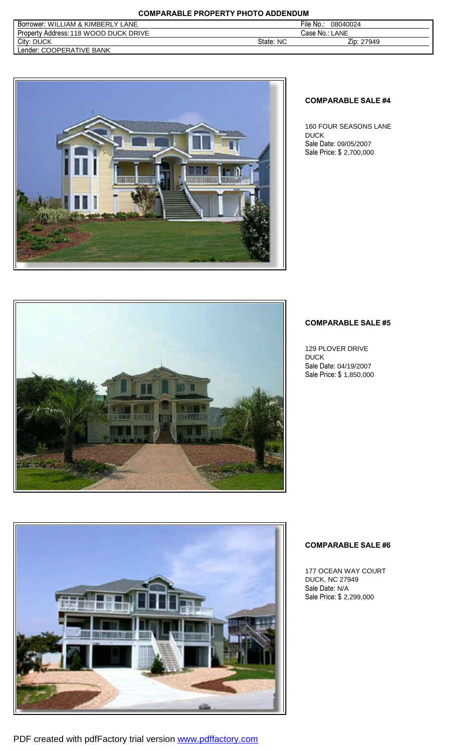**COMPARABLE PROPERTY PHOTO ADDENDUM**

| Borrower: WILLIAM & KIMBERLY LANE | | File No.: 08040024 |
|---|---|---|
| Property Address: 118 WOOD DUCK DRIVE | | Case No.: LANE |
| City: DUCK | State: NC | Zip: 27949 |
| Lender: COOPERATIVE BANK | | |

**COMPARABLE SALE #4**

160 FOUR SEASONS LANE
DUCK
Sale Date: 09/05/2007
Sale Price: $ 2,700,000

**COMPARABLE SALE #5**

129 PLOVER DRIVE
DUCK
Sale Date: 04/19/2007
Sale Price: $ 1,850,000

**COMPARABLE SALE #6**

177 OCEAN WAY COURT
DUCK, NC 27949
Sale Date: N/A
Sale Price: $ 2,299,000

PDF created with pdfFactory trial version www.pdffactory.com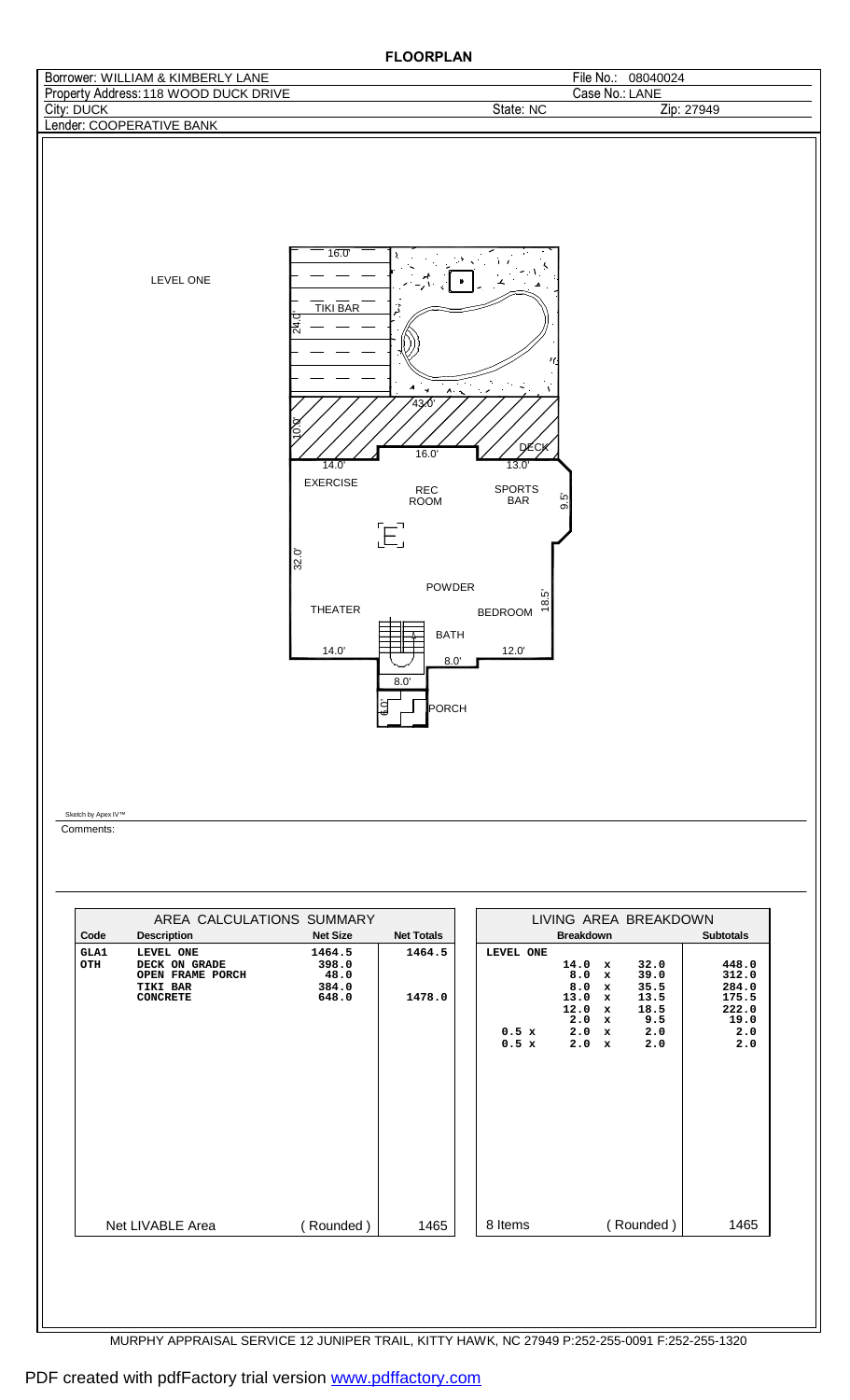# FLOORPLAN

| | | | |
|---|---|---|---|
| Borrower: WILLIAM & KIMBERLY LANE | | File No.: 08040024 | |
| Property Address: 118 WOOD DUCK DRIVE | | Case No.: LANE | |
| City: DUCK | State: NC | | Zip: 27949 |
| Lender: COOPERATIVE BANK | | | |

LEVEL ONE

16.0'
TIKI BAR
24.0'
43.0'
10.0'
DECK
14.0'
16.0'
13.0'
EXERCISE
REC ROOM
SPORTS BAR
9.5'
32.0'
POWDER
THEATER
18.5'
BEDROOM
BATH
14.0'
8.0'
12.0'
8.0'
6.0'
PORCH

Sketch by Apex IV™

Comments:

| AREA CALCULATIONS SUMMARY | | | |
|---|---|---|---|
| **Code** | **Description** | **Net Size** | **Net Totals** |
| GLA1 | LEVEL ONE | 1464.5 | 1464.5 |
| OTH | DECK ON GRADE | 398.0 | |
| | OPEN FRAME PORCH | 48.0 | |
| | TIKI BAR | 384.0 | |
| | CONCRETE | 648.0 | 1478.0 |
| Net LIVABLE Area | | (Rounded) | 1465 |

| LIVING AREA BREAKDOWN | | |
|---|---|---|
| | **Breakdown** | **Subtotals** |
| LEVEL ONE | | |
| | 14.0 x 32.0 | 448.0 |
| | 8.0 x 39.0 | 312.0 |
| | 8.0 x 35.5 | 284.0 |
| | 13.0 x 13.5 | 175.5 |
| | 12.0 x 18.5 | 222.0 |
| | 2.0 x 9.5 | 19.0 |
| | 0.5 x 2.0 x 2.0 | 2.0 |
| | 0.5 x 2.0 x 2.0 | 2.0 |
| 8 Items | (Rounded) | 1465 |

MURPHY APPRAISAL SERVICE 12 JUNIPER TRAIL, KITTY HAWK, NC 27949 P:252-255-0091 F:252-255-1320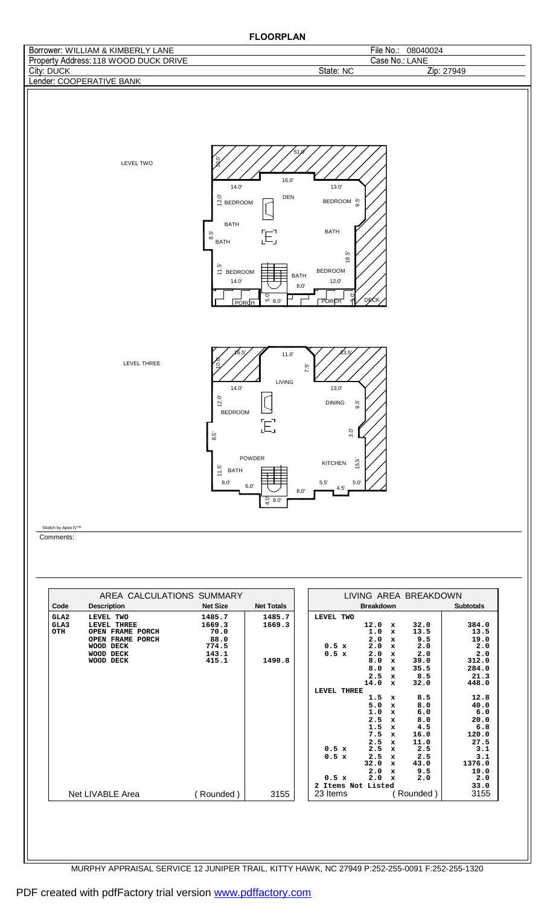# FLOORPLAN

| | |
|---|---|
| Borrower: WILLIAM & KIMBERLY LANE | File No.: 08040024 |
| Property Address: 118 WOOD DUCK DRIVE | Case No.: LANE |
| City: DUCK | State: NC Zip: 27949 |
| Lender: COOPERATIVE BANK | |

LEVEL TWO

51.0' 10.0' 14.0' 16.0' 13.0' 12.0' BEDROOM DEN BEDROOM 9.5' BATH BATH 8.5' BATH 18.5' 11.5' BEDROOM BATH BEDROOM 14.0' 8.0' 12.0' 5.0' 8.0' PORCH PORCH 5.0' DECK

LEVEL THREE

16.5' 11.0' 23.5' 10.0' 7.5' LIVING 14.0' 13.0' 12.0' DINING 9.5' BEDROOM 3.0' 8.5' POWDER KITCHEN 15.5' 11.5' BATH 8.0' 6.0' 5.5' 5.0' 8.0' 4.5' 4.0' 8.0'

Sketch by Apex IV™

Comments:

| AREA CALCULATIONS SUMMARY | | | |
|---|---|---|---|
| **Code** | **Description** | **Net Size** | **Net Totals** |
| GLA2 | LEVEL TWO | 1485.7 | 1485.7 |
| GLA3 | LEVEL THREE | 1669.3 | 1669.3 |
| OTH | OPEN FRAME PORCH | 70.0 | |
| | OPEN FRAME PORCH | 88.0 | |
| | WOOD DECK | 774.5 | |
| | WOOD DECK | 143.1 | |
| | WOOD DECK | 415.1 | 1490.8 |
| | Net LIVABLE Area | (Rounded) | 3155 |

| LIVING AREA BREAKDOWN | |
|---|---|
| **Breakdown** | **Subtotals** |
| LEVEL TWO | |
| 12.0 x 32.0 | 384.0 |
| 1.0 x 13.5 | 13.5 |
| 2.0 x 9.5 | 19.0 |
| 0.5 x 2.0 x 2.0 | 2.0 |
| 0.5 x 2.0 x 2.0 | 2.0 |
| 8.0 x 39.0 | 312.0 |
| 8.0 x 35.5 | 284.0 |
| 2.5 x 8.5 | 21.3 |
| 14.0 x 32.0 | 448.0 |
| LEVEL THREE | |
| 1.5 x 8.5 | 12.8 |
| 5.0 x 8.0 | 40.0 |
| 1.0 x 6.0 | 6.0 |
| 2.5 x 8.0 | 20.0 |
| 1.5 x 4.5 | 6.8 |
| 7.5 x 16.0 | 120.0 |
| 2.5 x 11.0 | 27.5 |
| 0.5 x 2.5 x 2.5 | 3.1 |
| 0.5 x 2.5 x 2.5 | 3.1 |
| 32.0 x 43.0 | 1376.0 |
| 2.0 x 9.5 | 19.0 |
| 0.5 x 2.0 x 2.0 | 2.0 |
| 2 Items Not Listed | 33.0 |
| 23 Items (Rounded) | 3155 |

MURPHY APPRAISAL SERVICE 12 JUNIPER TRAIL, KITTY HAWK, NC 27949 P:252-255-0091 F:252-255-1320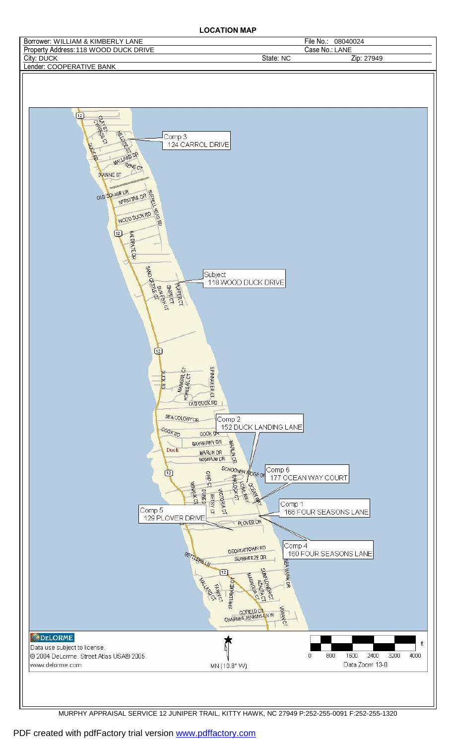# LOCATION MAP

| Borrower: WILLIAM & KIMBERLY LANE | | File No.: 08040024 |
|---|---|---|
| Property Address: 118 WOOD DUCK DRIVE | | Case No.: LANE |
| City: DUCK | State: NC | Zip: 27949 |
| Lender: COOPERATIVE BANK | | |

Comp 3
124 CARROL DRIVE

Subject
118 WOOD DUCK DRIVE

Comp 2
152 DUCK LANDING LANE

Comp 6
177 OCEAN WAY COURT

Comp 1
166 FOUR SEASONS LANE

Comp 5
129 PLOVER DRIVE

Comp 4
160 FOUR SEASONS LANE

DELORME
Data use subject to license.
© 2004 DeLorme. Street Atlas USA® 2005.
www.delorme.com

MN (10.8° W)

0 800 1600 2400 3200 4000 ft
Data Zoom 13-0

MURPHY APPRAISAL SERVICE 12 JUNIPER TRAIL, KITTY HAWK, NC 27949 P:252-255-0091 F:252-255-1320

PDF created with pdfFactory trial version www.pdffactory.com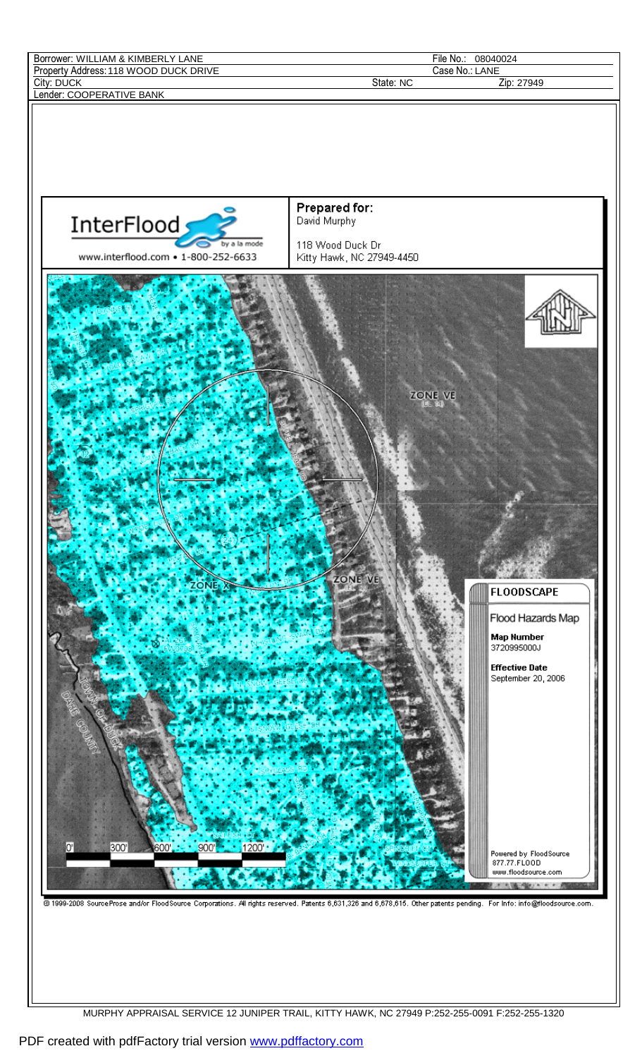| Borrower: WILLIAM & KIMBERLY LANE | | File No.: 08040024 |
|---|---|---|
| Property Address: 118 WOOD DUCK DRIVE | | Case No.: LANE |
| City: DUCK | State: NC | Zip: 27949 |
| Lender: COOPERATIVE BANK | | |

InterFlood by a la mode

www.interflood.com • 1-800-252-6633

**Prepared for:**
David Murphy

118 Wood Duck Dr
Kitty Hawk, NC 27949-4450

ZONE VE

ZONE X

ZONE VE

0' 300' 600' 900' 1200'

**FLOODSCAPE**

Flood Hazards Map

**Map Number**
3720995000J

**Effective Date**
September 20, 2006

Powered by FloodSource
877.77.FLOOD
www.floodsource.com

© 1999-2008 SourceProse and/or FloodSource Corporations. All rights reserved. Patents 6,631,326 and 6,678,615. Other patents pending. For Info: info@floodsource.com.

MURPHY APPRAISAL SERVICE 12 JUNIPER TRAIL, KITTY HAWK, NC 27949 P:252-255-0091 F:252-255-1320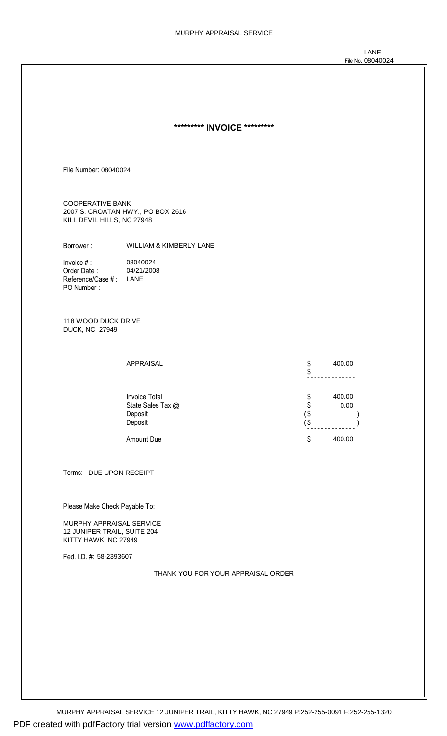# ********* INVOICE *********

File Number: 08040024

COOPERATIVE BANK
2007 S. CROATAN HWY., PO BOX 2616
KILL DEVIL HILLS, NC 27948

Borrower : WILLIAM & KIMBERLY LANE

Invoice # : 08040024
Order Date : 04/21/2008
Reference/Case # : LANE
PO Number :

118 WOOD DUCK DRIVE
DUCK, NC 27949

| | | |
|---|---|---|
| APPRAISAL | $ | 400.00 |
| | $ | |
| Invoice Total | $ | 400.00 |
| State Sales Tax @ | $ | 0.00 |
| Deposit | ($ | ) |
| Deposit | ($ | ) |
| Amount Due | $ | 400.00 |

Terms: DUE UPON RECEIPT

Please Make Check Payable To:

MURPHY APPRAISAL SERVICE
12 JUNIPER TRAIL, SUITE 204
KITTY HAWK, NC 27949

Fed. I.D. #: 58-2393607

THANK YOU FOR YOUR APPRAISAL ORDER